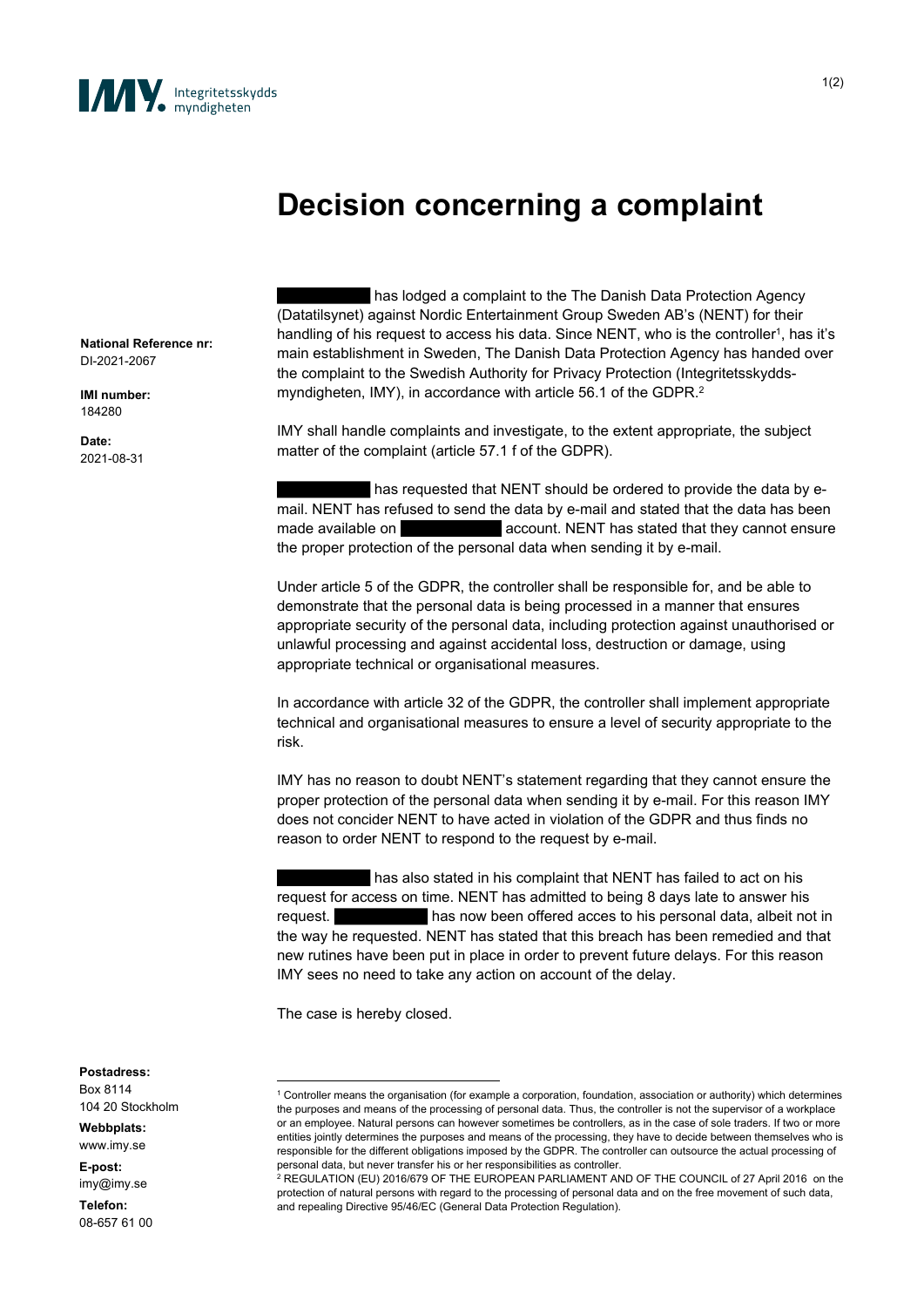Integritetsskydds myndigheten

# Decision concerning a complaint

**National Reference nr:**
DI-2021-2067

**IMI number:**
184280

**Date:**
2021-08-31

[redacted] has lodged a complaint to the The Danish Data Protection Agency (Datatilsynet) against Nordic Entertainment Group Sweden AB's (NENT) for their handling of his request to access his data. Since NENT, who is the controller[1], has it's main establishment in Sweden, The Danish Data Protection Agency has handed over the complaint to the Swedish Authority for Privacy Protection (Integritetsskydds-myndigheten, IMY), in accordance with article 56.1 of the GDPR.[2]

IMY shall handle complaints and investigate, to the extent appropriate, the subject matter of the complaint (article 57.1 f of the GDPR).

[redacted] has requested that NENT should be ordered to provide the data by e-mail. NENT has refused to send the data by e-mail and stated that the data has been made available on [redacted] account. NENT has stated that they cannot ensure the proper protection of the personal data when sending it by e-mail.

Under article 5 of the GDPR, the controller shall be responsible for, and be able to demonstrate that the personal data is being processed in a manner that ensures appropriate security of the personal data, including protection against unauthorised or unlawful processing and against accidental loss, destruction or damage, using appropriate technical or organisational measures.

In accordance with article 32 of the GDPR, the controller shall implement appropriate technical and organisational measures to ensure a level of security appropriate to the risk.

IMY has no reason to doubt NENT's statement regarding that they cannot ensure the proper protection of the personal data when sending it by e-mail. For this reason IMY does not concider NENT to have acted in violation of the GDPR and thus finds no reason to order NENT to respond to the request by e-mail.

[redacted] has also stated in his complaint that NENT has failed to act on his request for access on time. NENT has admitted to being 8 days late to answer his request. [redacted] has now been offered acces to his personal data, albeit not in the way he requested. NENT has stated that this breach has been remedied and that new rutines have been put in place in order to prevent future delays. For this reason IMY sees no need to take any action on account of the delay.

The case is hereby closed.

**Postadress:**
Box 8114
104 20 Stockholm

**Webbplats:**
www.imy.se

**E-post:**
imy@imy.se

**Telefon:**
08-657 61 00

---

[1] Controller means the organisation (for example a corporation, foundation, association or authority) which determines the purposes and means of the processing of personal data. Thus, the controller is not the supervisor of a workplace or an employee. Natural persons can however sometimes be controllers, as in the case of sole traders. If two or more entities jointly determines the purposes and means of the processing, they have to decide between themselves who is responsible for the different obligations imposed by the GDPR. The controller can outsource the actual processing of personal data, but never transfer his or her responsibilities as controller.

[2] REGULATION (EU) 2016/679 OF THE EUROPEAN PARLIAMENT AND OF THE COUNCIL of 27 April 2016 on the protection of natural persons with regard to the processing of personal data and on the free movement of such data, and repealing Directive 95/46/EC (General Data Protection Regulation).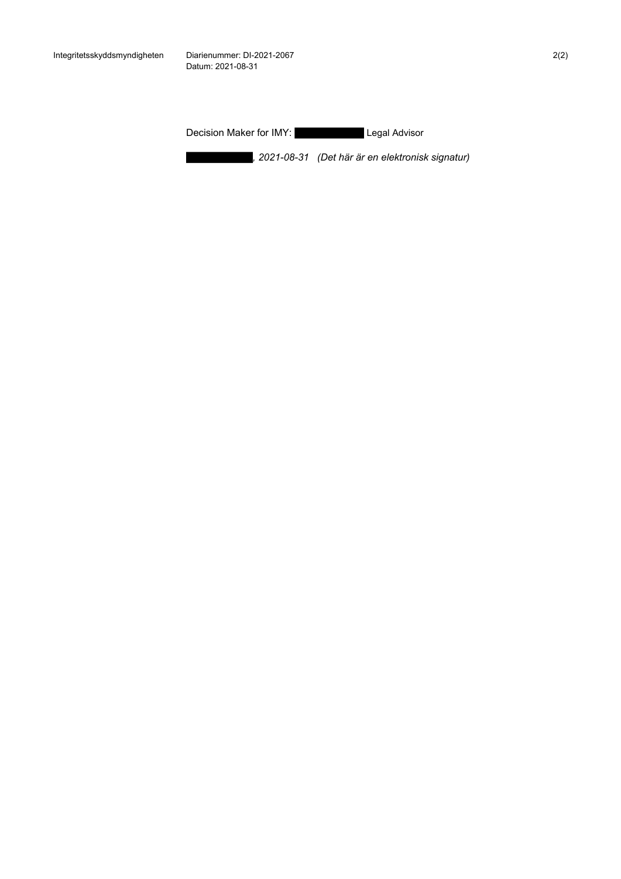Decision Maker for IMY: ██████████ Legal Advisor

*██████████, 2021-08-31 (Det här är en elektronisk signatur)*